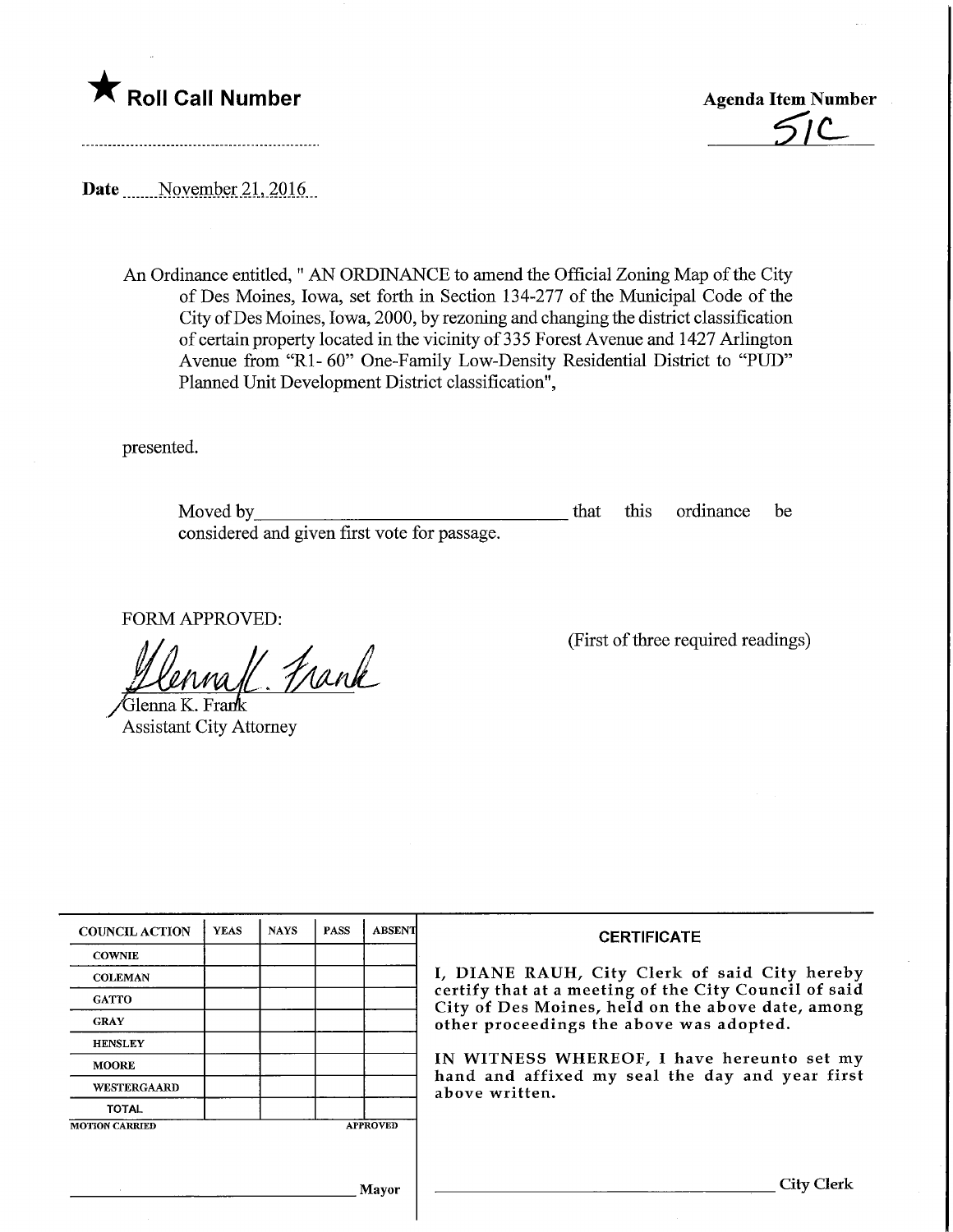★ **Roll Call Number**

**Agenda Item Number**

51C

**Date** November 21, 2016

An Ordinance entitled, " AN ORDINANCE to amend the Official Zoning Map of the City of Des Moines, Iowa, set forth in Section 134-277 of the Municipal Code of the City of Des Moines, Iowa, 2000, by rezoning and changing the district classification of certain property located in the vicinity of 335 Forest Avenue and 1427 Arlington Avenue from "R1- 60" One-Family Low-Density Residential District to "PUD" Planned Unit Development District classification",

presented.

Moved by\_\_\_\_\_\_\_\_\_\_\_\_\_\_\_\_\_\_\_\_\_\_\_\_\_\_\_\_\_\_ that this ordinance be considered and given first vote for passage.

FORM APPROVED:

Glenna K. Frank
Assistant City Attorney

(First of three required readings)

| COUNCIL ACTION | YEAS | NAYS | PASS | ABSENT |
|---|---|---|---|---|
| COWNIE | | | | |
| COLEMAN | | | | |
| GATTO | | | | |
| GRAY | | | | |
| HENSLEY | | | | |
| MOORE | | | | |
| WESTERGAARD | | | | |
| TOTAL | | | | |
| MOTION CARRIED | | | | APPROVED |

\_\_\_\_\_\_\_\_\_\_\_\_\_\_\_\_\_\_\_\_\_\_\_\_\_\_ Mayor

**CERTIFICATE**

I, DIANE RAUH, City Clerk of said City hereby certify that at a meeting of the City Council of said City of Des Moines, held on the above date, among other proceedings the above was adopted.

IN WITNESS WHEREOF, I have hereunto set my hand and affixed my seal the day and year first above written.

\_\_\_\_\_\_\_\_\_\_\_\_\_\_\_\_\_\_\_\_\_\_\_\_\_\_ City Clerk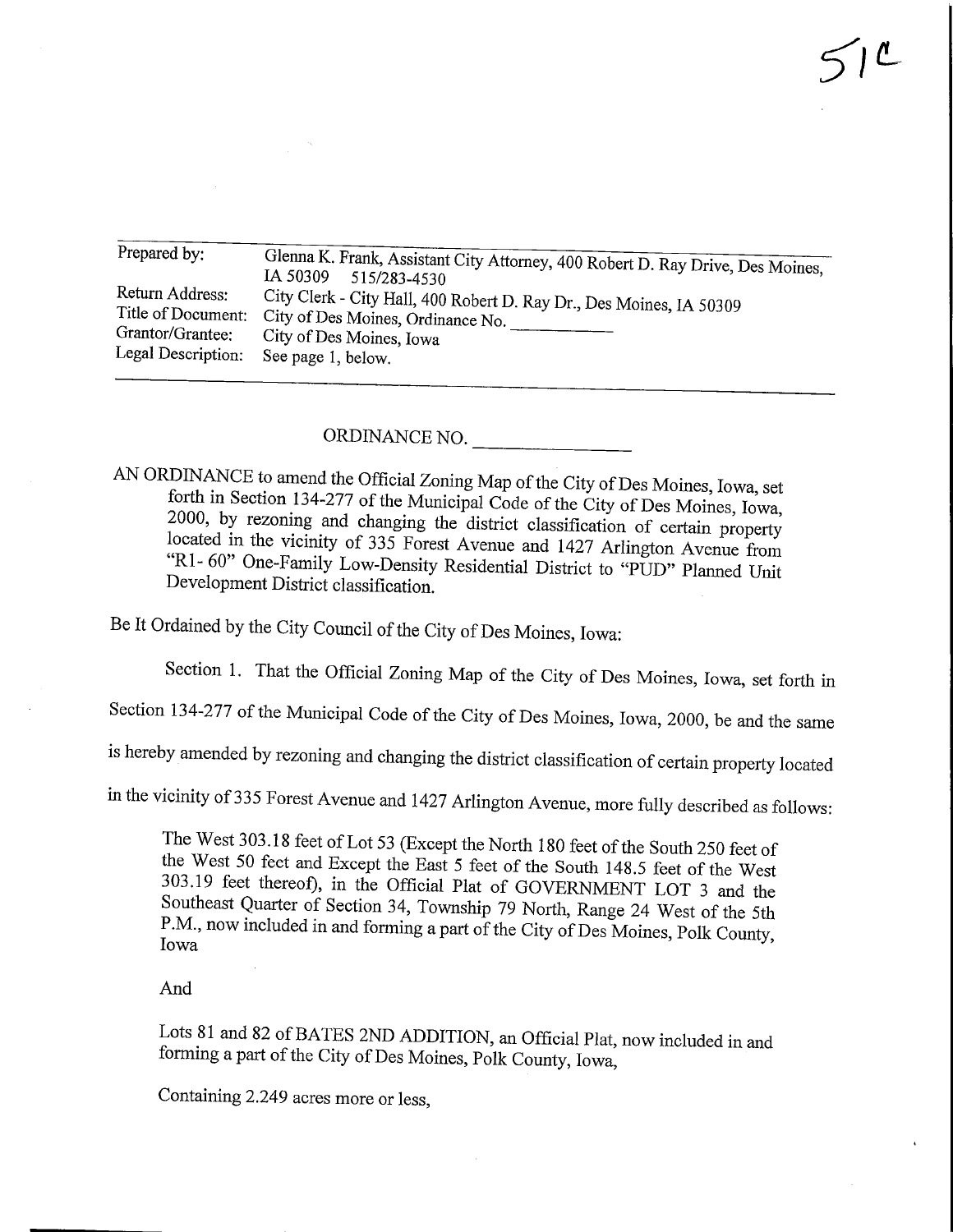51C

| | |
|---|---|
| Prepared by: | Glenna K. Frank, Assistant City Attorney, 400 Robert D. Ray Drive, Des Moines, IA 50309 515/283-4530 |
| Return Address: | City Clerk - City Hall, 400 Robert D. Ray Dr., Des Moines, IA 50309 |
| Title of Document: | City of Des Moines, Ordinance No. ___________ |
| Grantor/Grantee: | City of Des Moines, Iowa |
| Legal Description: | See page 1, below. |

ORDINANCE NO. ______________

AN ORDINANCE to amend the Official Zoning Map of the City of Des Moines, Iowa, set forth in Section 134-277 of the Municipal Code of the City of Des Moines, Iowa, 2000, by rezoning and changing the district classification of certain property located in the vicinity of 335 Forest Avenue and 1427 Arlington Avenue from "R1- 60" One-Family Low-Density Residential District to "PUD" Planned Unit Development District classification.

Be It Ordained by the City Council of the City of Des Moines, Iowa:

Section 1. That the Official Zoning Map of the City of Des Moines, Iowa, set forth in Section 134-277 of the Municipal Code of the City of Des Moines, Iowa, 2000, be and the same is hereby amended by rezoning and changing the district classification of certain property located in the vicinity of 335 Forest Avenue and 1427 Arlington Avenue, more fully described as follows:

> The West 303.18 feet of Lot 53 (Except the North 180 feet of the South 250 feet of the West 50 feet and Except the East 5 feet of the South 148.5 feet of the West 303.19 feet thereof), in the Official Plat of GOVERNMENT LOT 3 and the Southeast Quarter of Section 34, Township 79 North, Range 24 West of the 5th P.M., now included in and forming a part of the City of Des Moines, Polk County, Iowa
>
> And
>
> Lots 81 and 82 of BATES 2ND ADDITION, an Official Plat, now included in and forming a part of the City of Des Moines, Polk County, Iowa,
>
> Containing 2.249 acres more or less,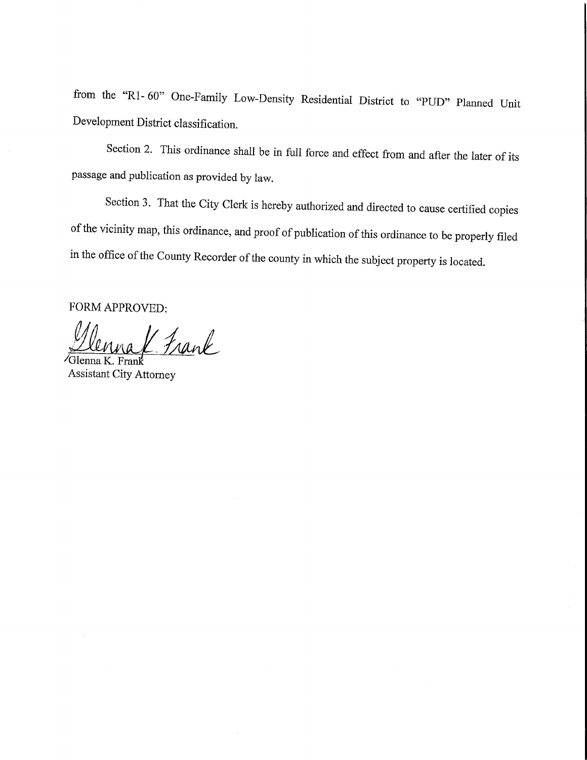from the "R1- 60" One-Family Low-Density Residential District to "PUD" Planned Unit Development District classification.

Section 2. This ordinance shall be in full force and effect from and after the later of its passage and publication as provided by law.

Section 3. That the City Clerk is hereby authorized and directed to cause certified copies of the vicinity map, this ordinance, and proof of publication of this ordinance to be properly filed in the office of the County Recorder of the county in which the subject property is located.

FORM APPROVED:

Glenna K. Frank
Assistant City Attorney